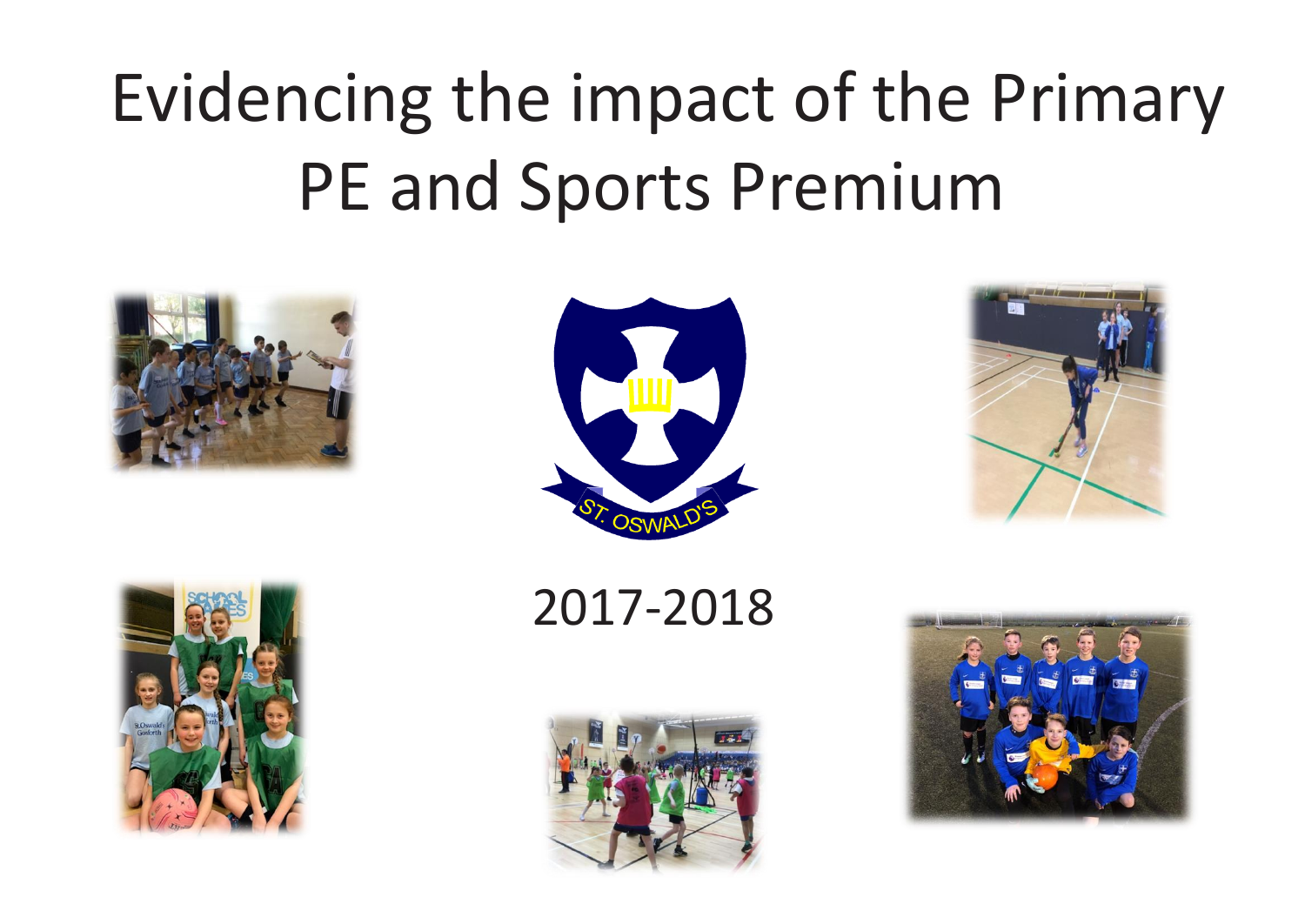# Evidencing the impact of the Primary PE and Sports Premium

2017-2018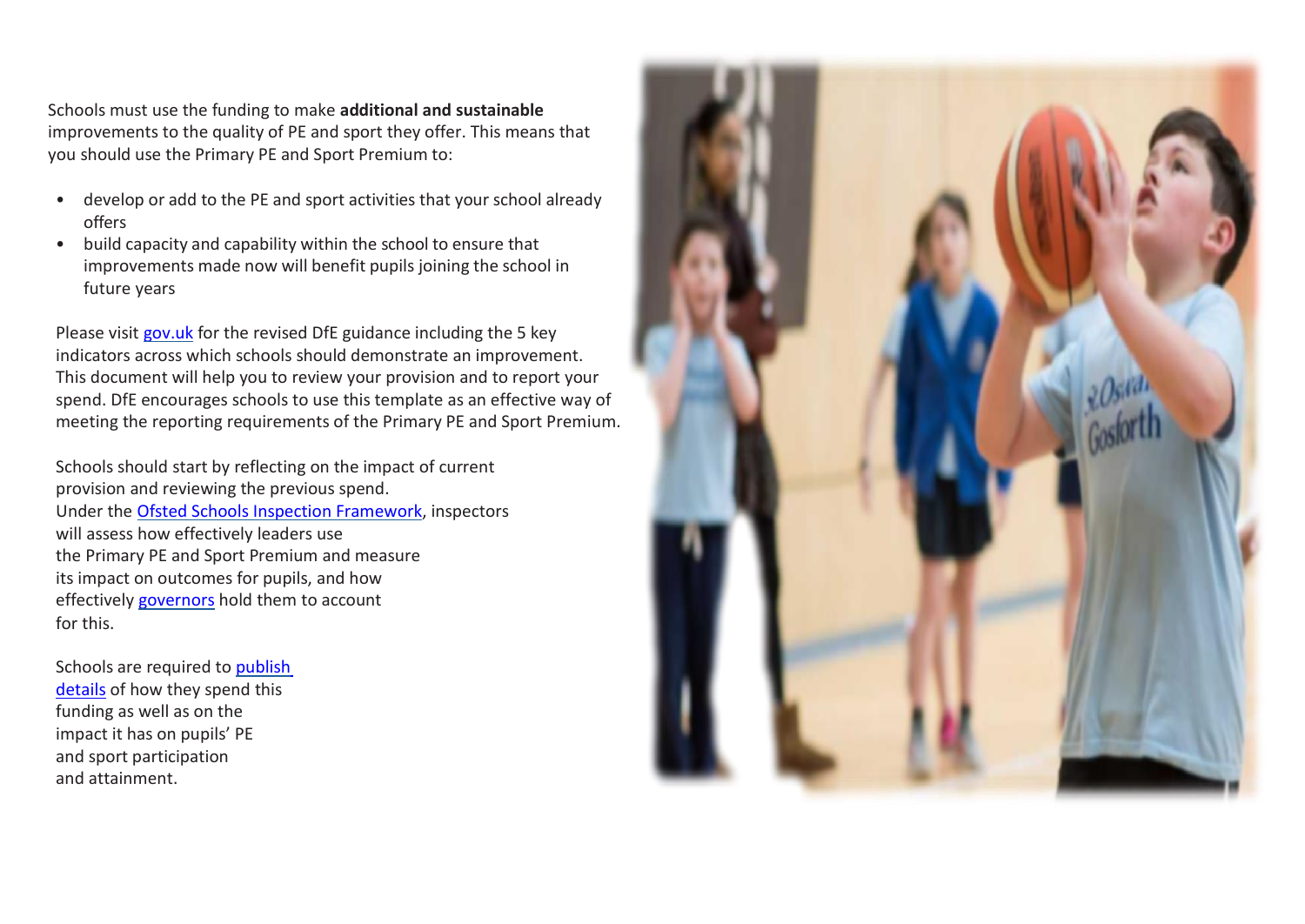Schools must use the funding to make **additional and sustainable** improvements to the quality of PE and sport they offer. This means that you should use the Primary PE and Sport Premium to:

- develop or add to the PE and sport activities that your school already offers
- build capacity and capability within the school to ensure that improvements made now will benefit pupils joining the school in future years

Please visit gov.uk for the revised DfE guidance including the 5 key indicators across which schools should demonstrate an improvement. This document will help you to review your provision and to report your spend. DfE encourages schools to use this template as an effective way of meeting the reporting requirements of the Primary PE and Sport Premium.

Schools should start by reflecting on the impact of current provision and reviewing the previous spend. Under the Ofsted Schools Inspection Framework, inspectors will assess how effectively leaders use the Primary PE and Sport Premium and measure its impact on outcomes for pupils, and how effectively governors hold them to account for this.

Schools are required to publish details of how they spend this funding as well as on the impact it has on pupils' PE and sport participation and attainment.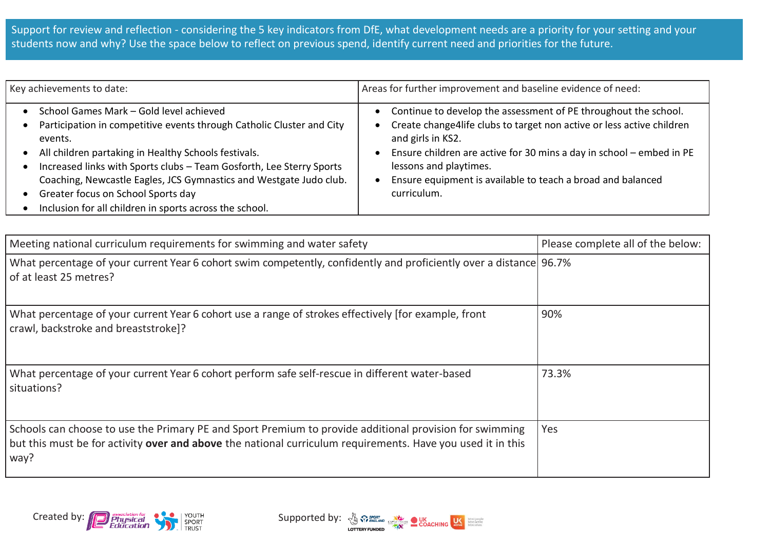Support for review and reflection - considering the 5 key indicators from DfE, what development needs are a priority for your setting and your students now and why? Use the space below to reflect on previous spend, identify current need and priorities for the future.

| Key achievements to date: | Areas for further improvement and baseline evidence of need: |
|---|---|
| • School Games Mark – Gold level achieved<br>• Participation in competitive events through Catholic Cluster and City events.<br>• All children partaking in Healthy Schools festivals.<br>• Increased links with Sports clubs – Team Gosforth, Lee Sterry Sports Coaching, Newcastle Eagles, JCS Gymnastics and Westgate Judo club.<br>• Greater focus on School Sports day<br>• Inclusion for all children in sports across the school. | • Continue to develop the assessment of PE throughout the school.<br>• Create change4life clubs to target non active or less active children and girls in KS2.<br>• Ensure children are active for 30 mins a day in school – embed in PE lessons and playtimes.<br>• Ensure equipment is available to teach a broad and balanced curriculum. |

| Meeting national curriculum requirements for swimming and water safety | Please complete all of the below: |
|---|---|
| What percentage of your current Year 6 cohort swim competently, confidently and proficiently over a distance of at least 25 metres? | 96.7% |
| What percentage of your current Year 6 cohort use a range of strokes effectively [for example, front crawl, backstroke and breaststroke]? | 90% |
| What percentage of your current Year 6 cohort perform safe self-rescue in different water-based situations? | 73.3% |
| Schools can choose to use the Primary PE and Sport Premium to provide additional provision for swimming but this must be for activity **over and above** the national curriculum requirements. Have you used it in this way? | Yes |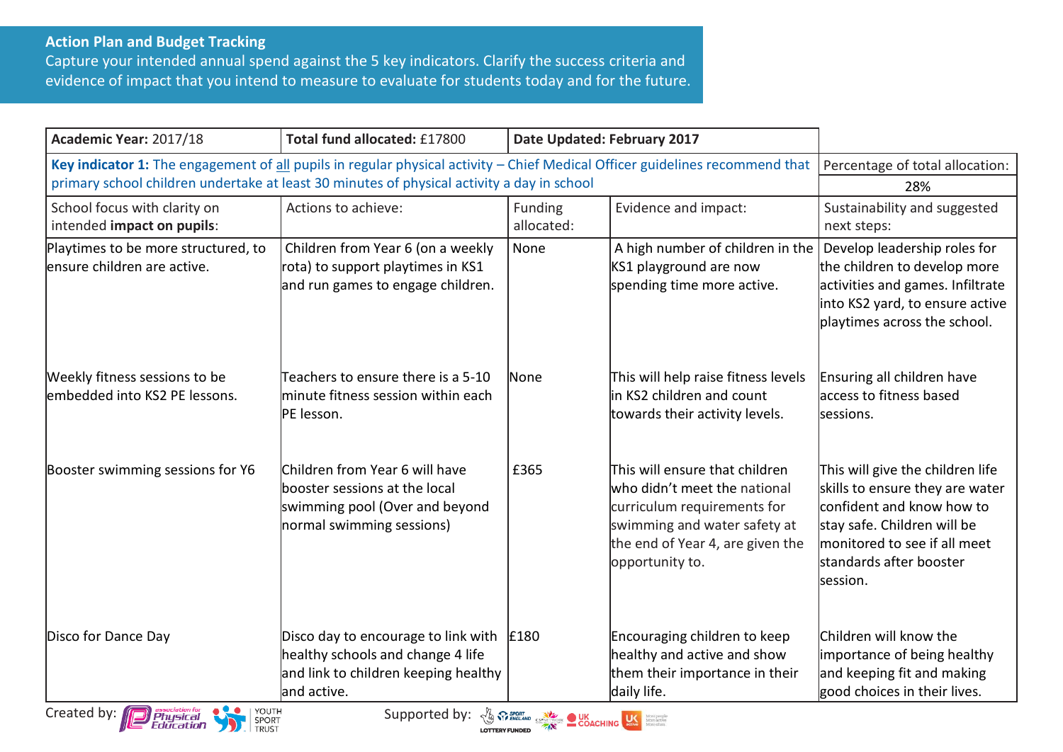## Action Plan and Budget Tracking

Capture your intended annual spend against the 5 key indicators. Clarify the success criteria and evidence of impact that you intend to measure to evaluate for students today and for the future.

| **Academic Year:** 2017/18 | **Total fund allocated:** £17800 | **Date Updated: February 2017** | | |
|---|---|---|---|---|
| **Key indicator 1:** The engagement of all pupils in regular physical activity – Chief Medical Officer guidelines recommend that primary school children undertake at least 30 minutes of physical activity a day in school | | | | Percentage of total allocation: 28% |
| School focus with clarity on intended **impact on pupils**: | Actions to achieve: | Funding allocated: | Evidence and impact: | Sustainability and suggested next steps: |
| Playtimes to be more structured, to ensure children are active. | Children from Year 6 (on a weekly rota) to support playtimes in KS1 and run games to engage children. | None | A high number of children in the KS1 playground are now spending time more active. | Develop leadership roles for the children to develop more activities and games. Infiltrate into KS2 yard, to ensure active playtimes across the school. |
| Weekly fitness sessions to be embedded into KS2 PE lessons. | Teachers to ensure there is a 5-10 minute fitness session within each PE lesson. | None | This will help raise fitness levels in KS2 children and count towards their activity levels. | Ensuring all children have access to fitness based sessions. |
| Booster swimming sessions for Y6 | Children from Year 6 will have booster sessions at the local swimming pool (Over and beyond normal swimming sessions) | £365 | This will ensure that children who didn't meet the national curriculum requirements for swimming and water safety at the end of Year 4, are given the opportunity to. | This will give the children life skills to ensure they are water confident and know how to stay safe. Children will be monitored to see if all meet standards after booster session. |
| Disco for Dance Day | Disco day to encourage to link with healthy schools and change 4 life and link to children keeping healthy and active. | £180 | Encouraging children to keep healthy and active and show them their importance in their daily life. | Children will know the importance of being healthy and keeping fit and making good choices in their lives. |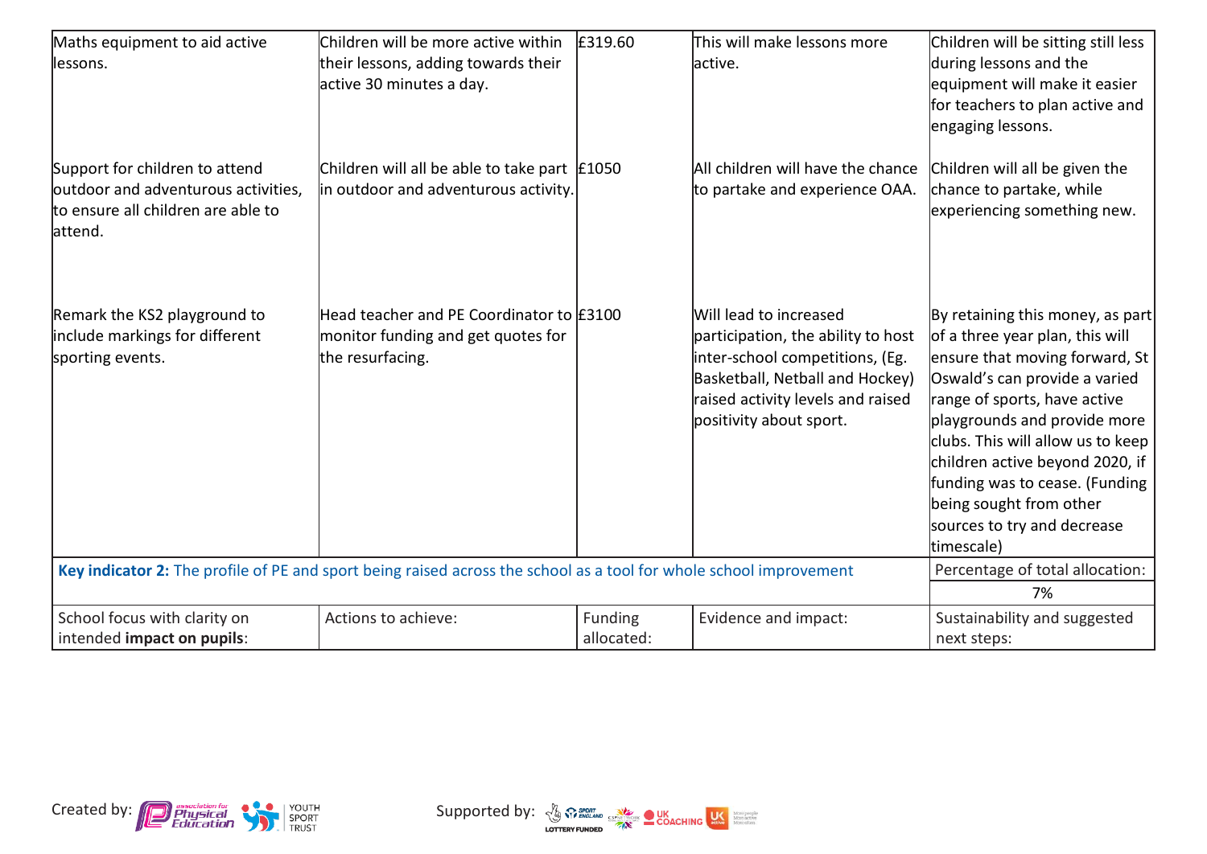| | | | | |
|---|---|---|---|---|
| Maths equipment to aid active lessons. | Children will be more active within their lessons, adding towards their active 30 minutes a day. | £319.60 | This will make lessons more active. | Children will be sitting still less during lessons and the equipment will make it easier for teachers to plan active and engaging lessons. |
| Support for children to attend outdoor and adventurous activities, to ensure all children are able to attend. | Children will all be able to take part in outdoor and adventurous activity. | £1050 | All children will have the chance to partake and experience OAA. | Children will all be given the chance to partake, while experiencing something new. |
| Remark the KS2 playground to include markings for different sporting events. | Head teacher and PE Coordinator to monitor funding and get quotes for the resurfacing. | £3100 | Will lead to increased participation, the ability to host inter-school competitions, (Eg. Basketball, Netball and Hockey) raised activity levels and raised positivity about sport. | By retaining this money, as part of a three year plan, this will ensure that moving forward, St Oswald's can provide a varied range of sports, have active playgrounds and provide more clubs. This will allow us to keep children active beyond 2020, if funding was to cease. (Funding being sought from other sources to try and decrease timescale) |
| **Key indicator 2:** The profile of PE and sport being raised across the school as a tool for whole school improvement | | | | Percentage of total allocation: |
| | | | | 7% |
| School focus with clarity on intended **impact on pupils**: | Actions to achieve: | Funding allocated: | Evidence and impact: | Sustainability and suggested next steps: |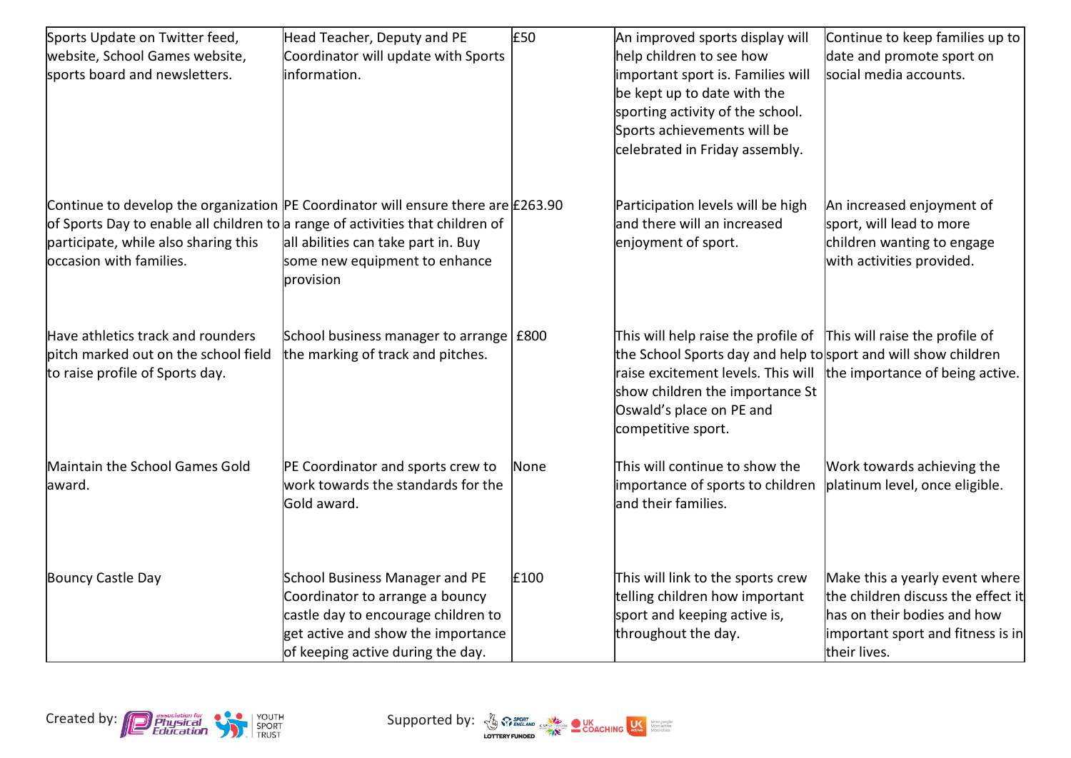| | | | | |
|---|---|---|---|---|
| Sports Update on Twitter feed, website, School Games website, sports board and newsletters. | Head Teacher, Deputy and PE Coordinator will update with Sports information. | £50 | An improved sports display will help children to see how important sport is. Families will be kept up to date with the sporting activity of the school. Sports achievements will be celebrated in Friday assembly. | Continue to keep families up to date and promote sport on social media accounts. |
| Continue to develop the organization of Sports Day to enable all children to participate, while also sharing this occasion with families. | PE Coordinator will ensure there are a range of activities that children of all abilities can take part in. Buy some new equipment to enhance provision | £263.90 | Participation levels will be high and there will an increased enjoyment of sport. | An increased enjoyment of sport, will lead to more children wanting to engage with activities provided. |
| Have athletics track and rounders pitch marked out on the school field to raise profile of Sports day. | School business manager to arrange the marking of track and pitches. | £800 | This will help raise the profile of the School Sports day and help to raise excitement levels. This will show children the importance St Oswald's place on PE and competitive sport. | This will raise the profile of sport and will show children the importance of being active. |
| Maintain the School Games Gold award. | PE Coordinator and sports crew to work towards the standards for the Gold award. | None | This will continue to show the importance of sports to children and their families. | Work towards achieving the platinum level, once eligible. |
| Bouncy Castle Day | School Business Manager and PE Coordinator to arrange a bouncy castle day to encourage children to get active and show the importance of keeping active during the day. | £100 | This will link to the sports crew telling children how important sport and keeping active is, throughout the day. | Make this a yearly event where the children discuss the effect it has on their bodies and how important sport and fitness is in their lives. |

Created by: Association for Physical Education, Youth Sport Trust

Supported by: Sport England, Lottery Funded, CSPN, UK Coaching, UK Active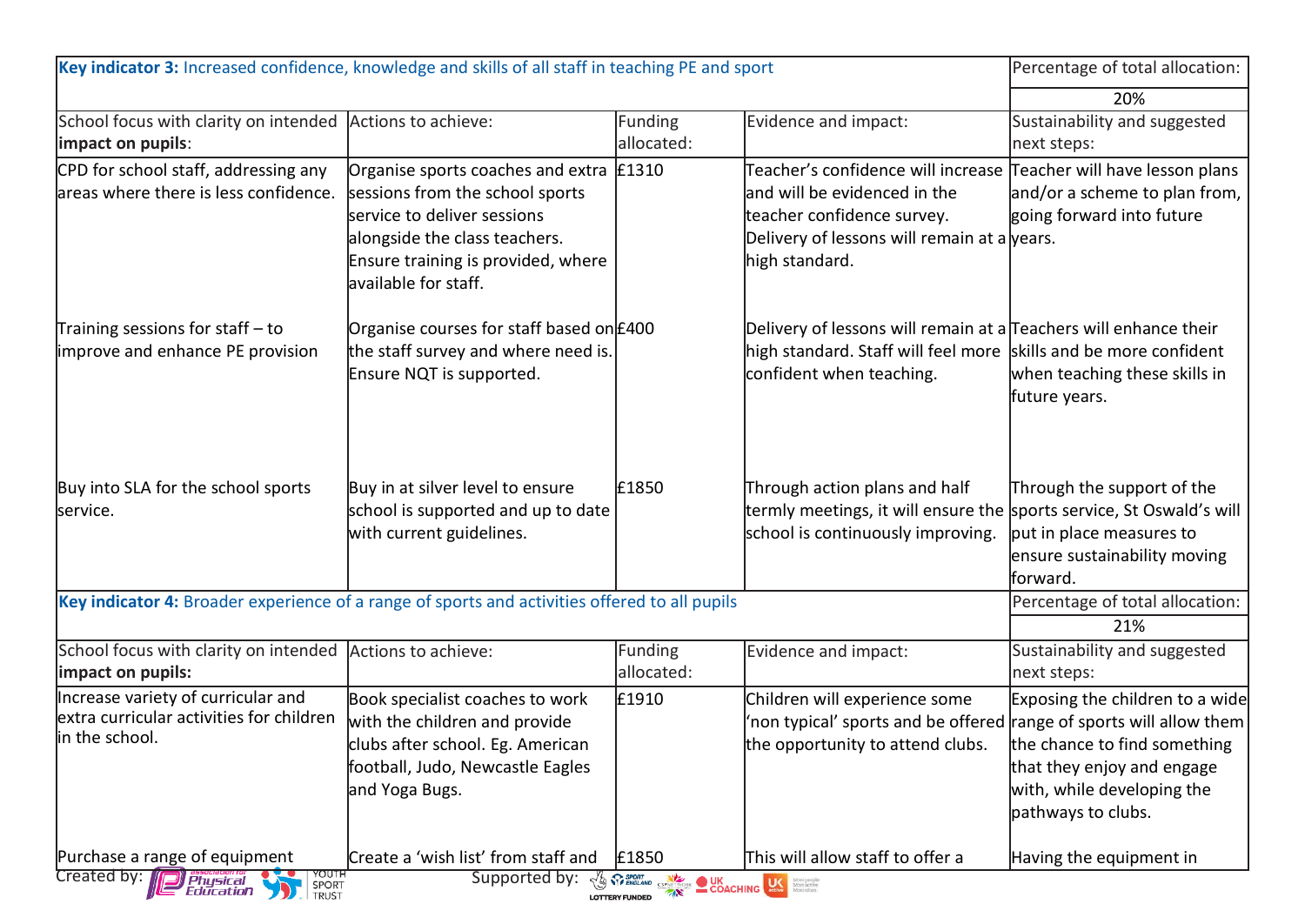| **Key indicator 3:** Increased confidence, knowledge and skills of all staff in teaching PE and sport | | | | Percentage of total allocation: |
|---|---|---|---|---|
| | | | | 20% |
| School focus with clarity on intended **impact on pupils**: | Actions to achieve: | Funding allocated: | Evidence and impact: | Sustainability and suggested next steps: |
| CPD for school staff, addressing any areas where there is less confidence. | Organise sports coaches and extra sessions from the school sports service to deliver sessions alongside the class teachers. Ensure training is provided, where available for staff. | £1310 | Teacher's confidence will increase and will be evidenced in the teacher confidence survey. Delivery of lessons will remain at a high standard. | Teacher will have lesson plans and/or a scheme to plan from, going forward into future years. |
| Training sessions for staff – to improve and enhance PE provision | Organise courses for staff based on the staff survey and where need is. Ensure NQT is supported. | £400 | Delivery of lessons will remain at a high standard. Staff will feel more confident when teaching. | Teachers will enhance their skills and be more confident when teaching these skills in future years. |
| Buy into SLA for the school sports service. | Buy in at silver level to ensure school is supported and up to date with current guidelines. | £1850 | Through action plans and half termly meetings, it will ensure the school is continuously improving. | Through the support of the sports service, St Oswald's will put in place measures to ensure sustainability moving forward. |

| **Key indicator 4:** Broader experience of a range of sports and activities offered to all pupils | | | | Percentage of total allocation: |
|---|---|---|---|---|
| | | | | 21% |
| School focus with clarity on intended **impact on pupils:** | Actions to achieve: | Funding allocated: | Evidence and impact: | Sustainability and suggested next steps: |
| Increase variety of curricular and extra curricular activities for children in the school. | Book specialist coaches to work with the children and provide clubs after school. Eg. American football, Judo, Newcastle Eagles and Yoga Bugs. | £1910 | Children will experience some 'non typical' sports and be offered the opportunity to attend clubs. | Exposing the children to a wide range of sports will allow them the chance to find something that they enjoy and engage with, while developing the pathways to clubs. |
| Purchase a range of equipment | Create a 'wish list' from staff and | £1850 | This will allow staff to offer a | Having the equipment in |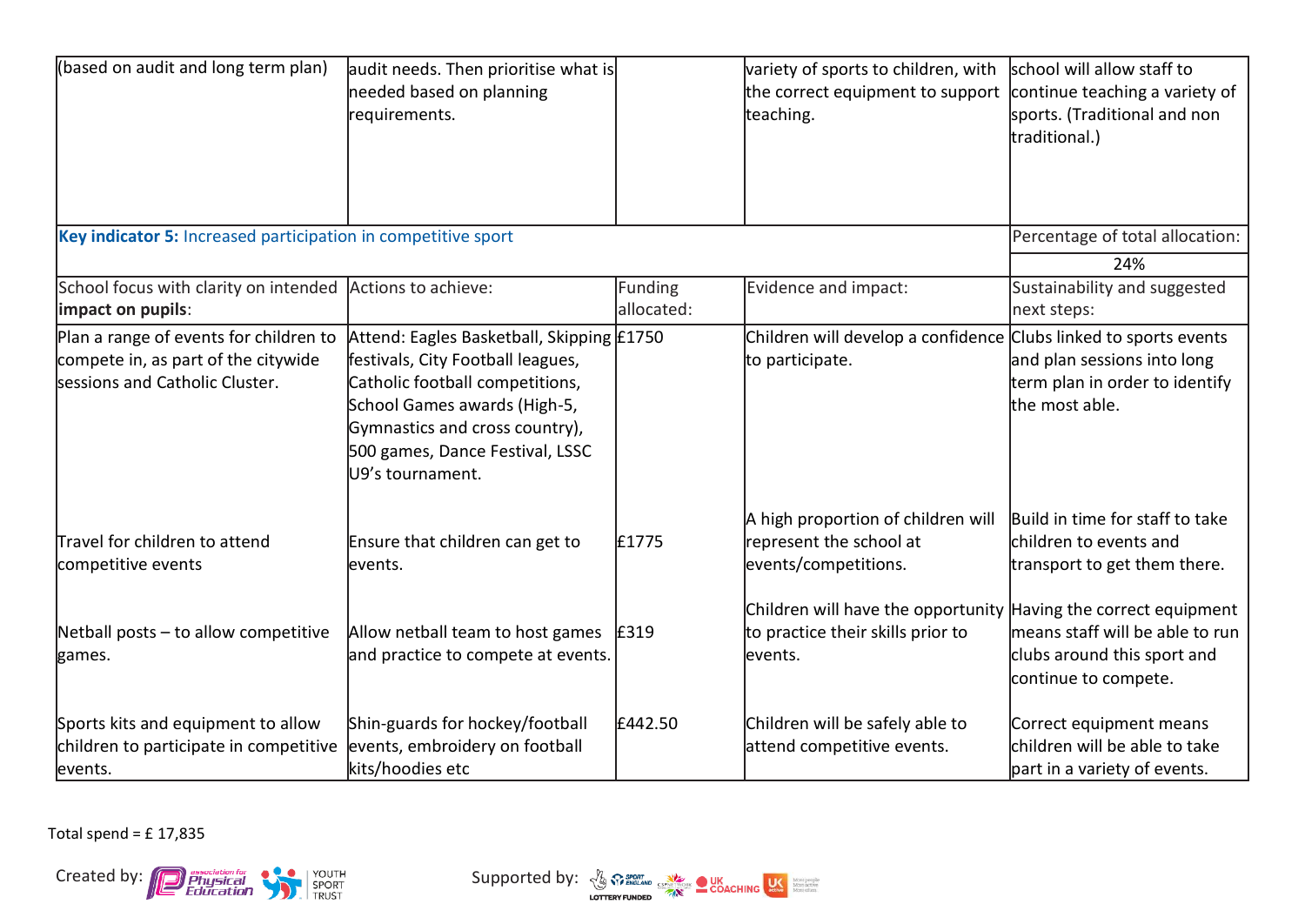| | | | | |
|---|---|---|---|---|
| (based on audit and long term plan) | audit needs. Then prioritise what is needed based on planning requirements. | | variety of sports to children, with the correct equipment to support teaching. | school will allow staff to continue teaching a variety of sports. (Traditional and non traditional.) |
| **Key indicator 5:** Increased participation in competitive sport | | | | Percentage of total allocation: |
| | | | | 24% |
| School focus with clarity on intended **impact on pupils**: | Actions to achieve: | Funding allocated: | Evidence and impact: | Sustainability and suggested next steps: |
| Plan a range of events for children to compete in, as part of the citywide sessions and Catholic Cluster. | Attend: Eagles Basketball, Skipping festivals, City Football leagues, Catholic football competitions, School Games awards (High-5, Gymnastics and cross country), 500 games, Dance Festival, LSSC U9's tournament. | £1750 | Children will develop a confidence to participate. | Clubs linked to sports events and plan sessions into long term plan in order to identify the most able. |
| Travel for children to attend competitive events | Ensure that children can get to events. | £1775 | A high proportion of children will represent the school at events/competitions. | Build in time for staff to take children to events and transport to get them there. |
| Netball posts – to allow competitive games. | Allow netball team to host games and practice to compete at events. | £319 | Children will have the opportunity to practice their skills prior to events. | Having the correct equipment means staff will be able to run clubs around this sport and continue to compete. |
| Sports kits and equipment to allow children to participate in competitive events. | Shin-guards for hockey/football events, embroidery on football kits/hoodies etc | £442.50 | Children will be safely able to attend competitive events. | Correct equipment means children will be able to take part in a variety of events. |

Total spend = £ 17,835